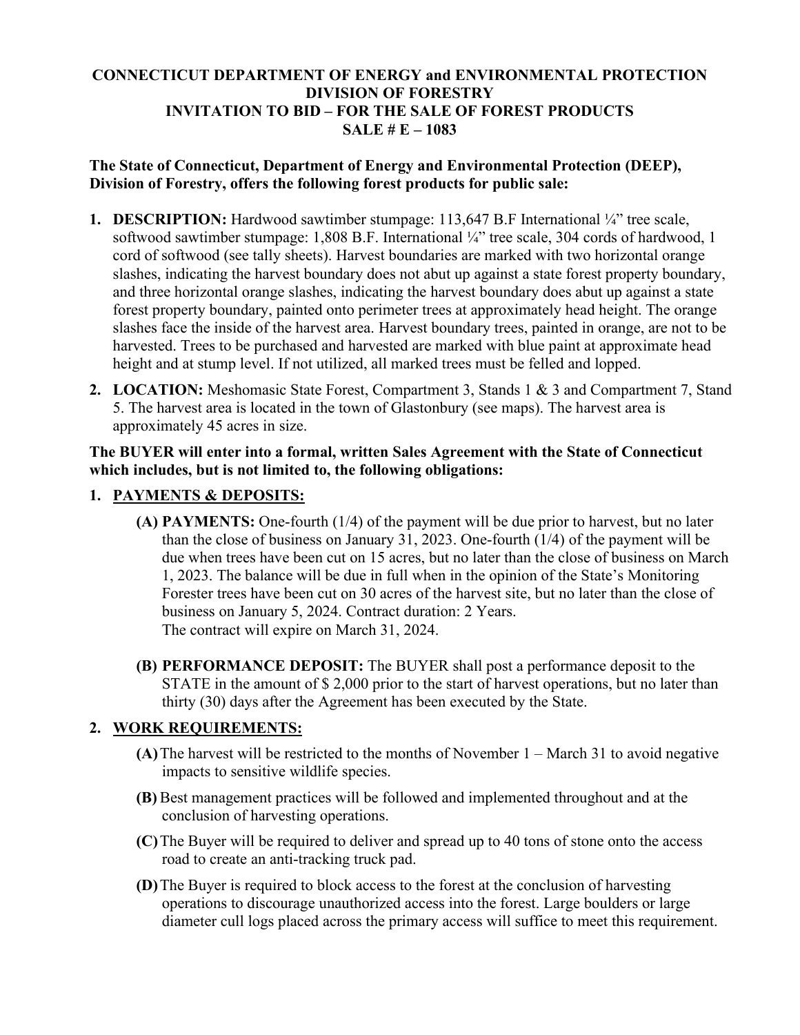# CONNECTICUT DEPARTMENT OF ENERGY and ENVIRONMENTAL PROTECTION
# DIVISION OF FORESTRY
# INVITATION TO BID – FOR THE SALE OF FOREST PRODUCTS
# SALE # E – 1083

**The State of Connecticut, Department of Energy and Environmental Protection (DEEP), Division of Forestry, offers the following forest products for public sale:**

1. **DESCRIPTION:** Hardwood sawtimber stumpage: 113,647 B.F International ¼" tree scale, softwood sawtimber stumpage: 1,808 B.F. International ¼" tree scale, 304 cords of hardwood, 1 cord of softwood (see tally sheets). Harvest boundaries are marked with two horizontal orange slashes, indicating the harvest boundary does not abut up against a state forest property boundary, and three horizontal orange slashes, indicating the harvest boundary does abut up against a state forest property boundary, painted onto perimeter trees at approximately head height. The orange slashes face the inside of the harvest area. Harvest boundary trees, painted in orange, are not to be harvested. Trees to be purchased and harvested are marked with blue paint at approximate head height and at stump level. If not utilized, all marked trees must be felled and lopped.
2. **LOCATION:** Meshomasic State Forest, Compartment 3, Stands 1 & 3 and Compartment 7, Stand 5. The harvest area is located in the town of Glastonbury (see maps). The harvest area is approximately 45 acres in size.

**The BUYER will enter into a formal, written Sales Agreement with the State of Connecticut which includes, but is not limited to, the following obligations:**

1. **<u>PAYMENTS & DEPOSITS:</u>**
   - **(A) PAYMENTS:** One-fourth (1/4) of the payment will be due prior to harvest, but no later than the close of business on January 31, 2023. One-fourth (1/4) of the payment will be due when trees have been cut on 15 acres, but no later than the close of business on March 1, 2023. The balance will be due in full when in the opinion of the State's Monitoring Forester trees have been cut on 30 acres of the harvest site, but no later than the close of business on January 5, 2024. Contract duration: 2 Years.
     The contract will expire on March 31, 2024.
   - **(B) PERFORMANCE DEPOSIT:** The BUYER shall post a performance deposit to the STATE in the amount of $ 2,000 prior to the start of harvest operations, but no later than thirty (30) days after the Agreement has been executed by the State.
2. **<u>WORK REQUIREMENTS:</u>**
   - **(A)** The harvest will be restricted to the months of November 1 – March 31 to avoid negative impacts to sensitive wildlife species.
   - **(B)** Best management practices will be followed and implemented throughout and at the conclusion of harvesting operations.
   - **(C)** The Buyer will be required to deliver and spread up to 40 tons of stone onto the access road to create an anti-tracking truck pad.
   - **(D)** The Buyer is required to block access to the forest at the conclusion of harvesting operations to discourage unauthorized access into the forest. Large boulders or large diameter cull logs placed across the primary access will suffice to meet this requirement.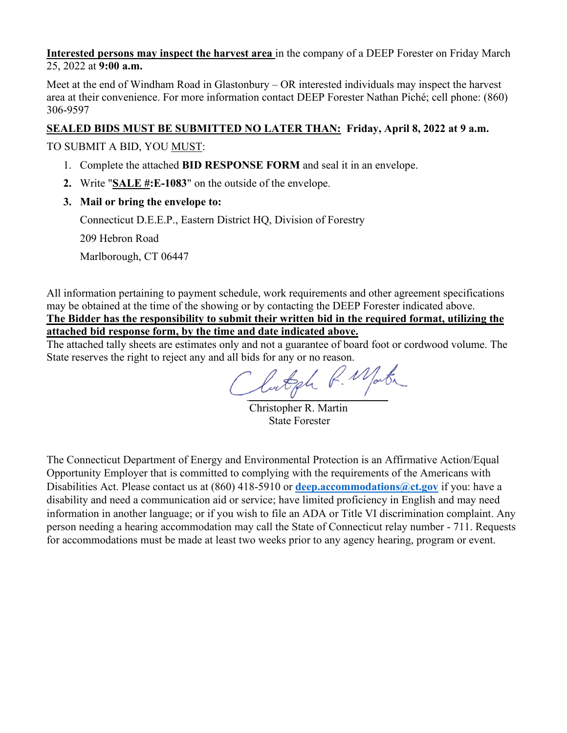**<u>Interested persons may inspect the harvest area</u>** in the company of a DEEP Forester on Friday March 25, 2022 at **9:00 a.m.**

Meet at the end of Windham Road in Glastonbury – OR interested individuals may inspect the harvest area at their convenience. For more information contact DEEP Forester Nathan Piché; cell phone: (860) 306-9597

**<u>SEALED BIDS MUST BE SUBMITTED NO LATER THAN:</u> Friday, April 8, 2022 at 9 a.m.**

TO SUBMIT A BID, YOU <u>MUST</u>:

1. Complete the attached **BID RESPONSE FORM** and seal it in an envelope.
2. Write "**<u>SALE #</u>:E-1083**" on the outside of the envelope.
3. **Mail or bring the envelope to:**

   Connecticut D.E.E.P., Eastern District HQ, Division of Forestry

   209 Hebron Road

   Marlborough, CT 06447

All information pertaining to payment schedule, work requirements and other agreement specifications may be obtained at the time of the showing or by contacting the DEEP Forester indicated above.
**<u>The Bidder has the responsibility to submit their written bid in the required format, utilizing the attached bid response form, by the time and date indicated above.</u>**
The attached tally sheets are estimates only and not a guarantee of board foot or cordwood volume. The State reserves the right to reject any and all bids for any or no reason.

Christopher R. Martin
State Forester

The Connecticut Department of Energy and Environmental Protection is an Affirmative Action/Equal Opportunity Employer that is committed to complying with the requirements of the Americans with Disabilities Act. Please contact us at (860) 418-5910 or **deep.accommodations@ct.gov** if you: have a disability and need a communication aid or service; have limited proficiency in English and may need information in another language; or if you wish to file an ADA or Title VI discrimination complaint. Any person needing a hearing accommodation may call the State of Connecticut relay number - 711. Requests for accommodations must be made at least two weeks prior to any agency hearing, program or event.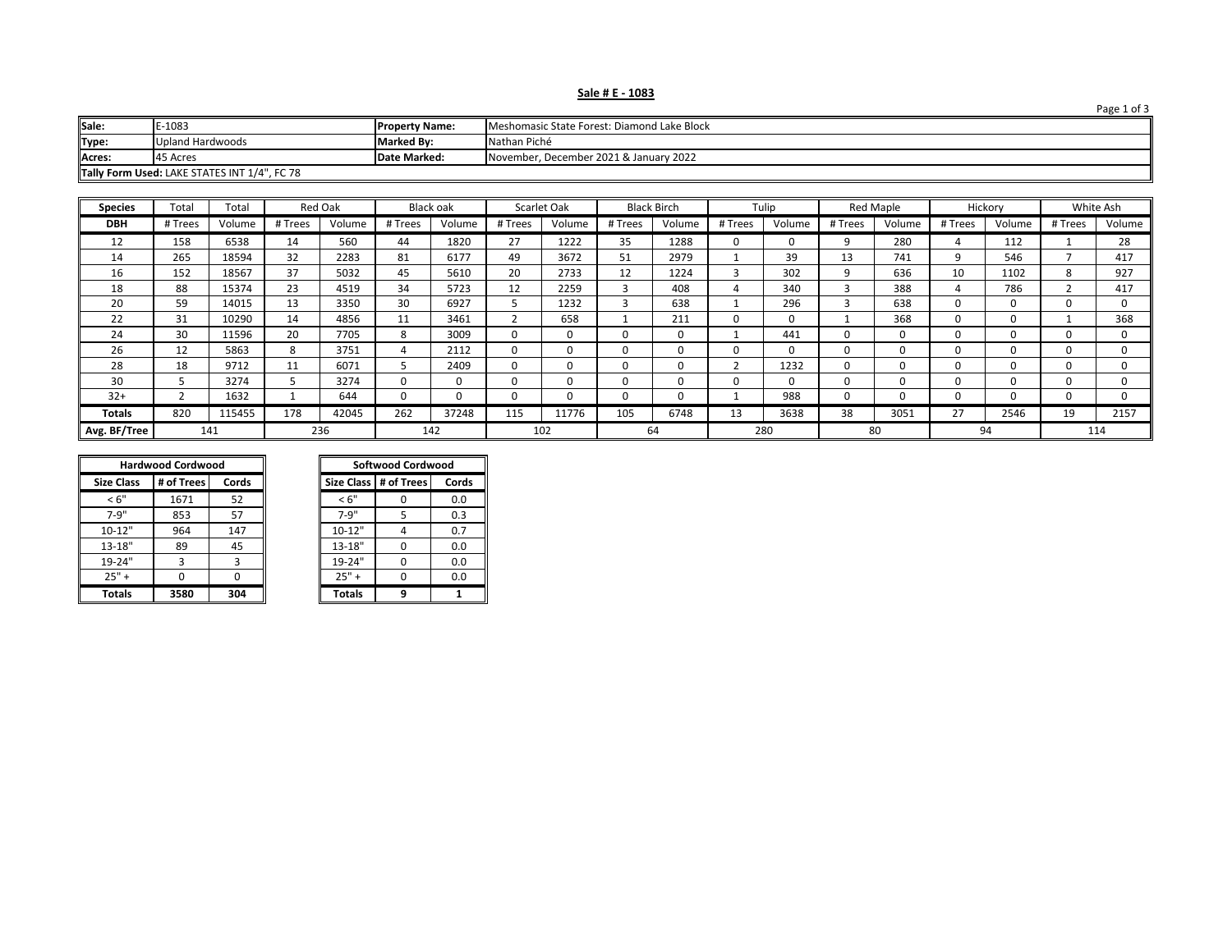**Sale # E - 1083**

| Sale: | E-1083 | Property Name: | Meshomasic State Forest: Diamond Lake Block |
|---|---|---|---|
| Type: | Upland Hardwoods | Marked By: | Nathan Piché |
| Acres: | 45 Acres | Date Marked: | November, December 2021 & January 2022 |
| Tally Form Used: LAKE STATES INT 1/4", FC 78 | | | |

| Species | Total | Total | Red Oak | | Black oak | | Scarlet Oak | | Black Birch | | Tulip | | Red Maple | | Hickory | | White Ash | |
|---|---|---|---|---|---|---|---|---|---|---|---|---|---|---|---|---|---|---|
| DBH | # Trees | Volume | # Trees | Volume | # Trees | Volume | # Trees | Volume | # Trees | Volume | # Trees | Volume | # Trees | Volume | # Trees | Volume | # Trees | Volume |
| 12 | 158 | 6538 | 14 | 560 | 44 | 1820 | 27 | 1222 | 35 | 1288 | 0 | 0 | 9 | 280 | 4 | 112 | 1 | 28 |
| 14 | 265 | 18594 | 32 | 2283 | 81 | 6177 | 49 | 3672 | 51 | 2979 | 1 | 39 | 13 | 741 | 9 | 546 | 7 | 417 |
| 16 | 152 | 18567 | 37 | 5032 | 45 | 5610 | 20 | 2733 | 12 | 1224 | 3 | 302 | 9 | 636 | 10 | 1102 | 8 | 927 |
| 18 | 88 | 15374 | 23 | 4519 | 34 | 5723 | 12 | 2259 | 3 | 408 | 4 | 340 | 3 | 388 | 4 | 786 | 2 | 417 |
| 20 | 59 | 14015 | 13 | 3350 | 30 | 6927 | 5 | 1232 | 3 | 638 | 1 | 296 | 3 | 638 | 0 | 0 | 0 | 0 |
| 22 | 31 | 10290 | 14 | 4856 | 11 | 3461 | 2 | 658 | 1 | 211 | 0 | 0 | 1 | 368 | 0 | 0 | 1 | 368 |
| 24 | 30 | 11596 | 20 | 7705 | 8 | 3009 | 0 | 0 | 0 | 0 | 1 | 441 | 0 | 0 | 0 | 0 | 0 | 0 |
| 26 | 12 | 5863 | 8 | 3751 | 4 | 2112 | 0 | 0 | 0 | 0 | 0 | 0 | 0 | 0 | 0 | 0 | 0 | 0 |
| 28 | 18 | 9712 | 11 | 6071 | 5 | 2409 | 0 | 0 | 0 | 0 | 2 | 1232 | 0 | 0 | 0 | 0 | 0 | 0 |
| 30 | 5 | 3274 | 5 | 3274 | 0 | 0 | 0 | 0 | 0 | 0 | 0 | 0 | 0 | 0 | 0 | 0 | 0 | 0 |
| 32+ | 2 | 1632 | 1 | 644 | 0 | 0 | 0 | 0 | 0 | 0 | 1 | 988 | 0 | 0 | 0 | 0 | 0 | 0 |
| **Totals** | 820 | 115455 | 178 | 42045 | 262 | 37248 | 115 | 11776 | 105 | 6748 | 13 | 3638 | 38 | 3051 | 27 | 2546 | 19 | 2157 |
| **Avg. BF/Tree** | 141 | | 236 | | 142 | | 102 | | 64 | | 280 | | 80 | | 94 | | 114 | |

| Hardwood Cordwood | | |
|---|---|---|
| Size Class | # of Trees | Cords |
| < 6" | 1671 | 52 |
| 7-9" | 853 | 57 |
| 10-12" | 964 | 147 |
| 13-18" | 89 | 45 |
| 19-24" | 3 | 3 |
| 25" + | 0 | 0 |
| **Totals** | **3580** | **304** |

| Softwood Cordwood | | |
|---|---|---|
| Size Class | # of Trees | Cords |
| < 6" | 0 | 0.0 |
| 7-9" | 5 | 0.3 |
| 10-12" | 4 | 0.7 |
| 13-18" | 0 | 0.0 |
| 19-24" | 0 | 0.0 |
| 25" + | 0 | 0.0 |
| **Totals** | **9** | **1** |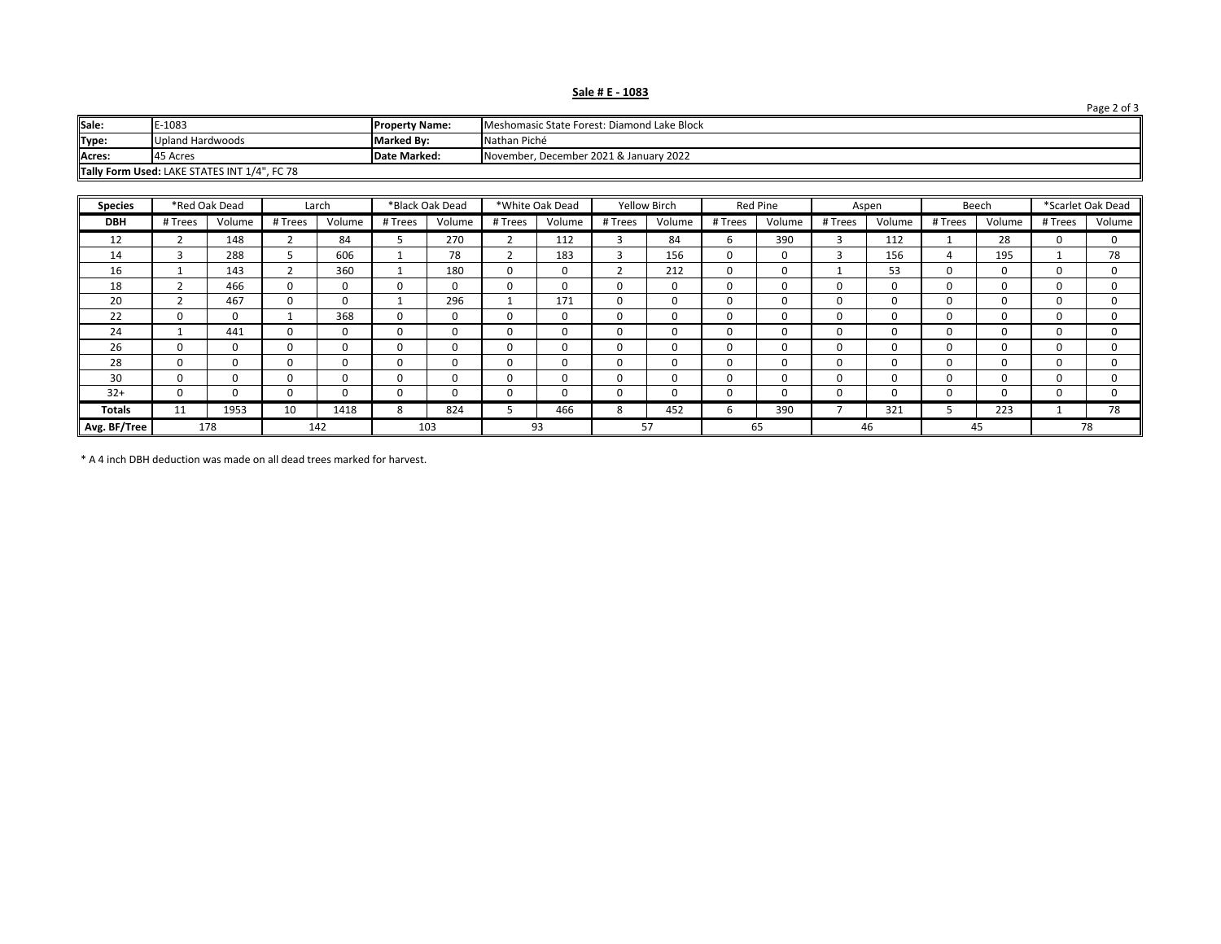**Sale # E - 1083**

| Sale: | E-1083 | Property Name: | Meshomasic State Forest: Diamond Lake Block |
|---|---|---|---|
| Type: | Upland Hardwoods | Marked By: | Nathan Piché |
| Acres: | 45 Acres | Date Marked: | November, December 2021 & January 2022 |
| Tally Form Used: LAKE STATES INT 1/4", FC 78 | | | |

| Species | *Red Oak Dead | | Larch | | *Black Oak Dead | | *White Oak Dead | | Yellow Birch | | Red Pine | | Aspen | | Beech | | *Scarlet Oak Dead | |
|---|---|---|---|---|---|---|---|---|---|---|---|---|---|---|---|---|---|---|
| DBH | # Trees | Volume | # Trees | Volume | # Trees | Volume | # Trees | Volume | # Trees | Volume | # Trees | Volume | # Trees | Volume | # Trees | Volume | # Trees | Volume |
| 12 | 2 | 148 | 2 | 84 | 5 | 270 | 2 | 112 | 3 | 84 | 6 | 390 | 3 | 112 | 1 | 28 | 0 | 0 |
| 14 | 3 | 288 | 5 | 606 | 1 | 78 | 2 | 183 | 3 | 156 | 0 | 0 | 3 | 156 | 4 | 195 | 1 | 78 |
| 16 | 1 | 143 | 2 | 360 | 1 | 180 | 0 | 0 | 2 | 212 | 0 | 0 | 1 | 53 | 0 | 0 | 0 | 0 |
| 18 | 2 | 466 | 0 | 0 | 0 | 0 | 0 | 0 | 0 | 0 | 0 | 0 | 0 | 0 | 0 | 0 | 0 | 0 |
| 20 | 2 | 467 | 0 | 0 | 1 | 296 | 1 | 171 | 0 | 0 | 0 | 0 | 0 | 0 | 0 | 0 | 0 | 0 |
| 22 | 0 | 0 | 1 | 368 | 0 | 0 | 0 | 0 | 0 | 0 | 0 | 0 | 0 | 0 | 0 | 0 | 0 | 0 |
| 24 | 1 | 441 | 0 | 0 | 0 | 0 | 0 | 0 | 0 | 0 | 0 | 0 | 0 | 0 | 0 | 0 | 0 | 0 |
| 26 | 0 | 0 | 0 | 0 | 0 | 0 | 0 | 0 | 0 | 0 | 0 | 0 | 0 | 0 | 0 | 0 | 0 | 0 |
| 28 | 0 | 0 | 0 | 0 | 0 | 0 | 0 | 0 | 0 | 0 | 0 | 0 | 0 | 0 | 0 | 0 | 0 | 0 |
| 30 | 0 | 0 | 0 | 0 | 0 | 0 | 0 | 0 | 0 | 0 | 0 | 0 | 0 | 0 | 0 | 0 | 0 | 0 |
| 32+ | 0 | 0 | 0 | 0 | 0 | 0 | 0 | 0 | 0 | 0 | 0 | 0 | 0 | 0 | 0 | 0 | 0 | 0 |
| **Totals** | 11 | 1953 | 10 | 1418 | 8 | 824 | 5 | 466 | 8 | 452 | 6 | 390 | 7 | 321 | 5 | 223 | 1 | 78 |
| **Avg. BF/Tree** | 178 | | 142 | | 103 | | 93 | | 57 | | 65 | | 46 | | 45 | | 78 | |

* A 4 inch DBH deduction was made on all dead trees marked for harvest.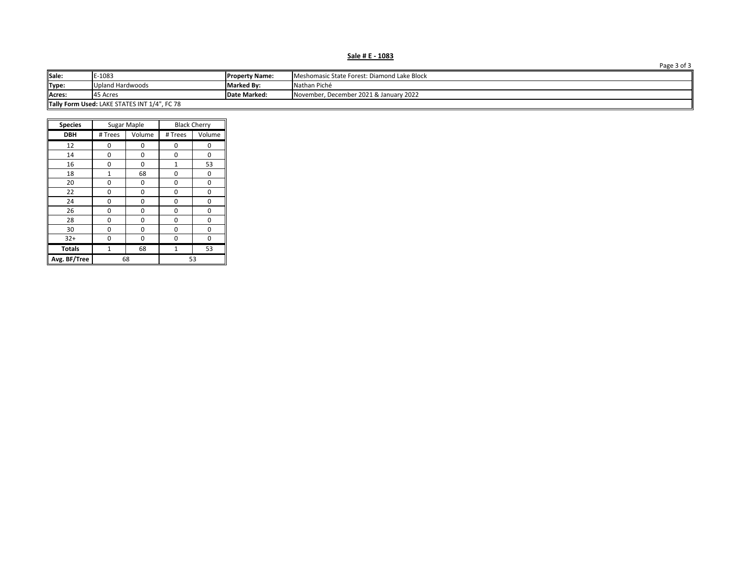**Sale # E - 1083**

| Sale: | E-1083 | Property Name: | Meshomasic State Forest: Diamond Lake Block |
|---|---|---|---|
| Type: | Upland Hardwoods | Marked By: | Nathan Piché |
| Acres: | 45 Acres | Date Marked: | November, December 2021 & January 2022 |
| **Tally Form Used:** LAKE STATES INT 1/4", FC 78 | | | |

| Species | Sugar Maple | | Black Cherry | |
|---|---|---|---|---|
| DBH | # Trees | Volume | # Trees | Volume |
| 12 | 0 | 0 | 0 | 0 |
| 14 | 0 | 0 | 0 | 0 |
| 16 | 0 | 0 | 1 | 53 |
| 18 | 1 | 68 | 0 | 0 |
| 20 | 0 | 0 | 0 | 0 |
| 22 | 0 | 0 | 0 | 0 |
| 24 | 0 | 0 | 0 | 0 |
| 26 | 0 | 0 | 0 | 0 |
| 28 | 0 | 0 | 0 | 0 |
| 30 | 0 | 0 | 0 | 0 |
| 32+ | 0 | 0 | 0 | 0 |
| **Totals** | 1 | 68 | 1 | 53 |
| **Avg. BF/Tree** | 68 | | 53 | |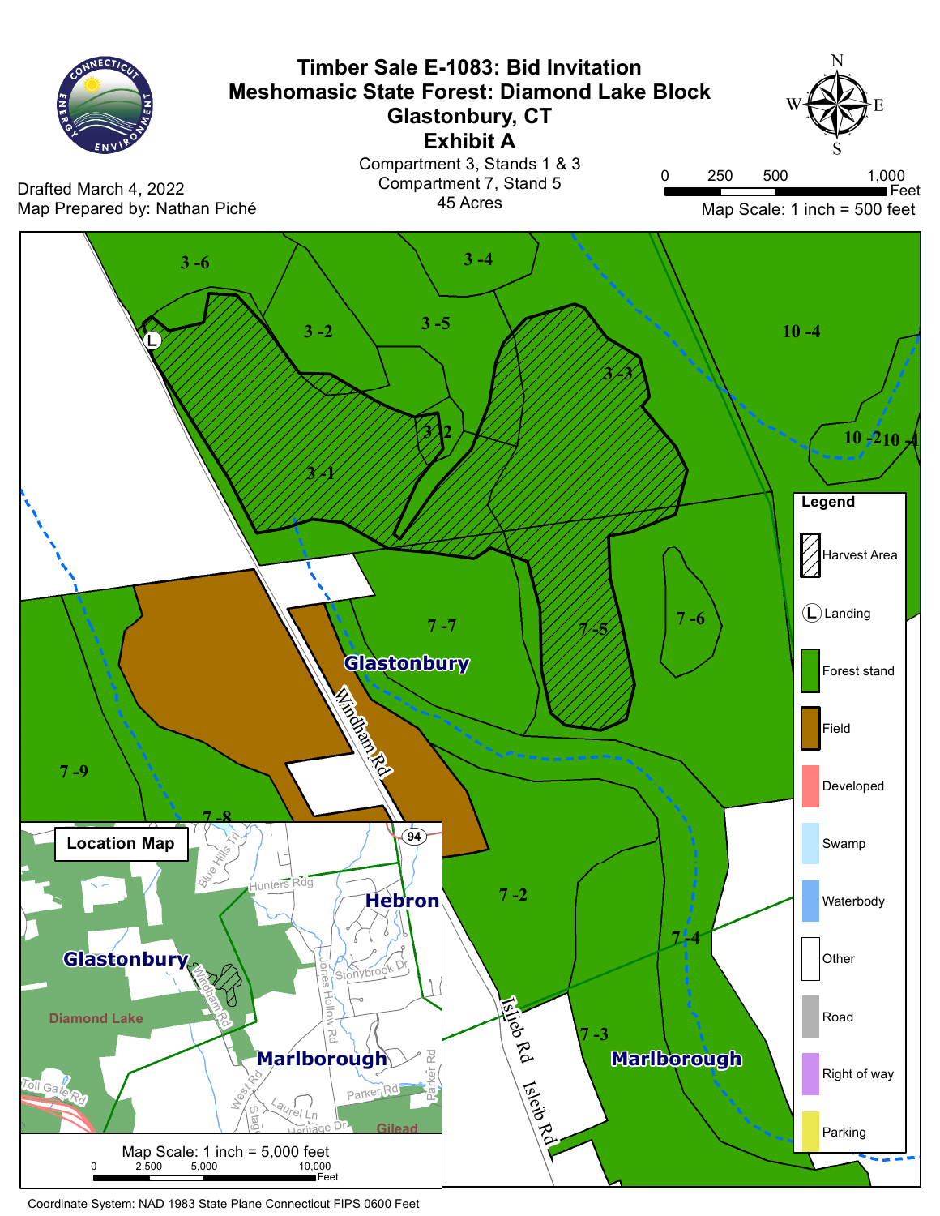# Timber Sale E-1083: Bid Invitation
# Meshomasic State Forest: Diamond Lake Block
# Glastonbury, CT
# Exhibit A

Compartment 3, Stands 1 & 3
Compartment 7, Stand 5
45 Acres

Drafted March 4, 2022
Map Prepared by: Nathan Piché

Map Scale: 1 inch = 500 feet

0 250 500 1,000 Feet

3-6, 3-4, 3-5, 3-2, 3-3, 3-2, 3-1, 10-4, 10-2, 10-1, 7-7, 7-5, 7-6, 7-9, 7-8, 7-2, 7-4, 7-3

Glastonbury

Marlborough

Windham Rd

Isleib Rd

**Legend**

- Harvest Area
- Landing
- Forest stand
- Field
- Developed
- Swamp
- Waterbody
- Other
- Road
- Right of way
- Parking

**Location Map**

Glastonbury, Hebron, Marlborough, Diamond Lake, Gilead, 94, Blue Hills Trl, Hunters Rdg, Windham Rd, Jones Hollow Rd, Stonybrook Dr, West Rd, Stage, Laurel Ln, Heritage Dr, Parker Rd, Toll Gate Rd

Map Scale: 1 inch = 5,000 feet

0 2,500 5,000 10,000 Feet

Coordinate System: NAD 1983 State Plane Connecticut FIPS 0600 Feet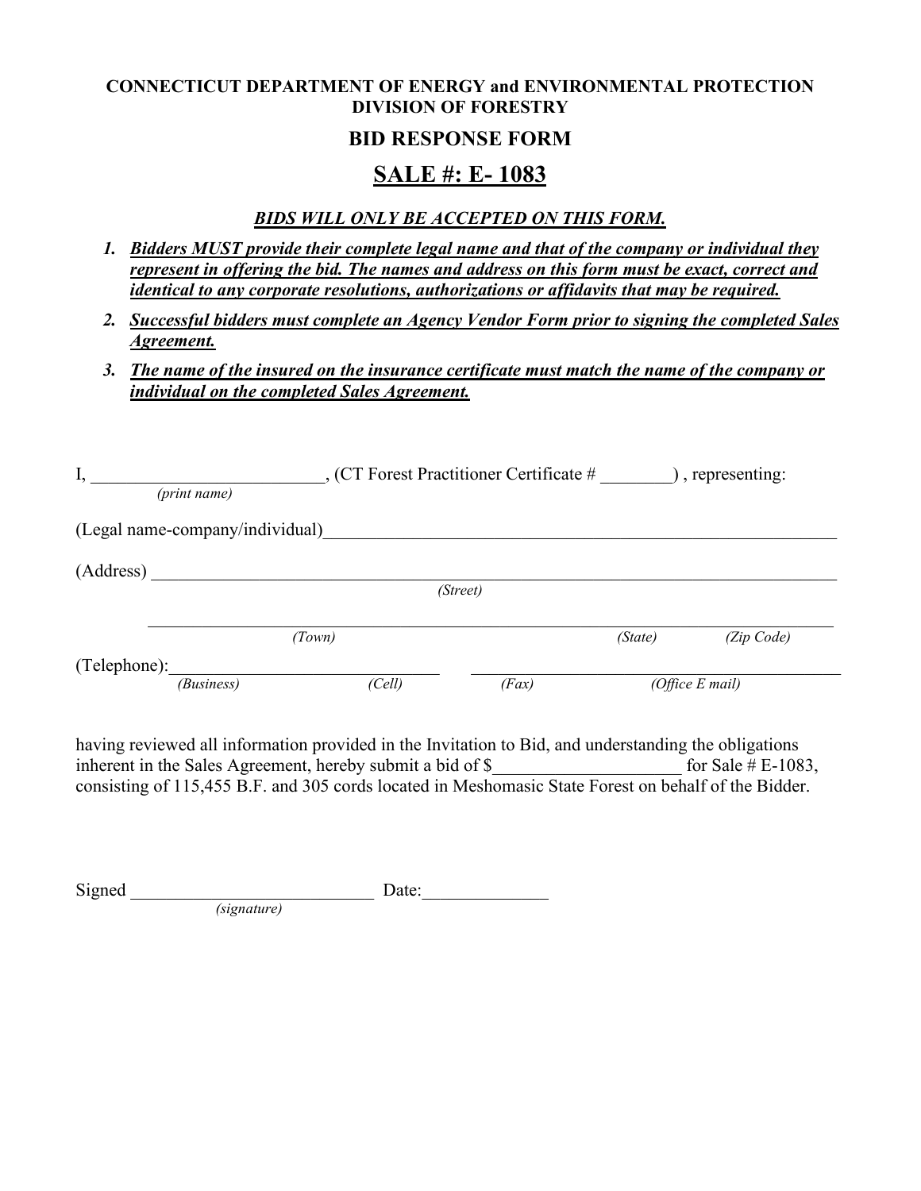**CONNECTICUT DEPARTMENT OF ENERGY and ENVIRONMENTAL PROTECTION**
**DIVISION OF FORESTRY**

## BID RESPONSE FORM

## <u>SALE #: E- 1083</u>

***<u>BIDS WILL ONLY BE ACCEPTED ON THIS FORM.</u>***

1. ***<u>Bidders MUST provide their complete legal name and that of the company or individual they represent in offering the bid. The names and address on this form must be exact, correct and identical to any corporate resolutions, authorizations or affidavits that may be required.</u>***
2. ***<u>Successful bidders must complete an Agency Vendor Form prior to signing the completed Sales Agreement.</u>***
3. ***<u>The name of the insured on the insurance certificate must match the name of the company or individual on the completed Sales Agreement.</u>***

I, __________________________, (CT Forest Practitioner Certificate # ________) , representing:
*(print name)*

(Legal name-company/individual)____________________________________________________________

(Address) ________________________________________________________________________________
*(Street)*

________________________________________________________________________________
*(Town)* *(State)* *(Zip Code)*

(Telephone):______________________________ ______________________________________________
*(Business)* *(Cell)* *(Fax)* *(Office E mail)*

having reviewed all information provided in the Invitation to Bid, and understanding the obligations inherent in the Sales Agreement, hereby submit a bid of $_____________________ for Sale # E-1083, consisting of 115,455 B.F. and 305 cords located in Meshomasic State Forest on behalf of the Bidder.

Signed ___________________________ Date:______________
*(signature)*